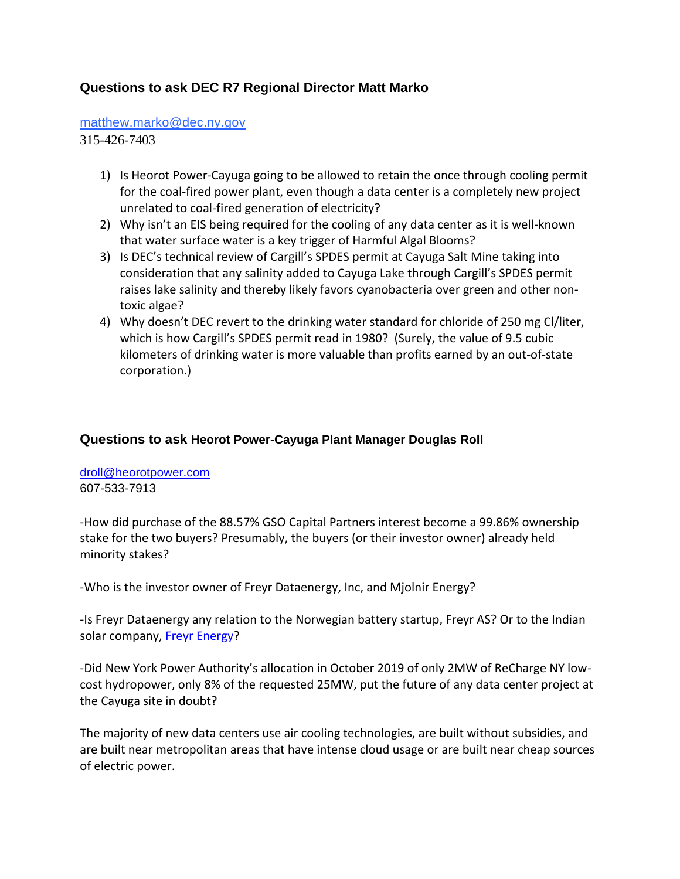## Questions to ask DEC R7 Regional Director Matt Marko

matthew.marko@dec.ny.gov
315-426-7403

1) Is Heorot Power-Cayuga going to be allowed to retain the once through cooling permit for the coal-fired power plant, even though a data center is a completely new project unrelated to coal-fired generation of electricity?
2) Why isn't an EIS being required for the cooling of any data center as it is well-known that water surface water is a key trigger of Harmful Algal Blooms?
3) Is DEC's technical review of Cargill's SPDES permit at Cayuga Salt Mine taking into consideration that any salinity added to Cayuga Lake through Cargill's SPDES permit raises lake salinity and thereby likely favors cyanobacteria over green and other non-toxic algae?
4) Why doesn't DEC revert to the drinking water standard for chloride of 250 mg Cl/liter, which is how Cargill's SPDES permit read in 1980? (Surely, the value of 9.5 cubic kilometers of drinking water is more valuable than profits earned by an out-of-state corporation.)

## Questions to ask Heorot Power-Cayuga Plant Manager Douglas Roll

droll@heorotpower.com
607-533-7913

-How did purchase of the 88.57% GSO Capital Partners interest become a 99.86% ownership stake for the two buyers? Presumably, the buyers (or their investor owner) already held minority stakes?

-Who is the investor owner of Freyr Dataenergy, Inc, and Mjolnir Energy?

-Is Freyr Dataenergy any relation to the Norwegian battery startup, Freyr AS? Or to the Indian solar company, Freyr Energy?

-Did New York Power Authority's allocation in October 2019 of only 2MW of ReCharge NY low-cost hydropower, only 8% of the requested 25MW, put the future of any data center project at the Cayuga site in doubt?

The majority of new data centers use air cooling technologies, are built without subsidies, and are built near metropolitan areas that have intense cloud usage or are built near cheap sources of electric power.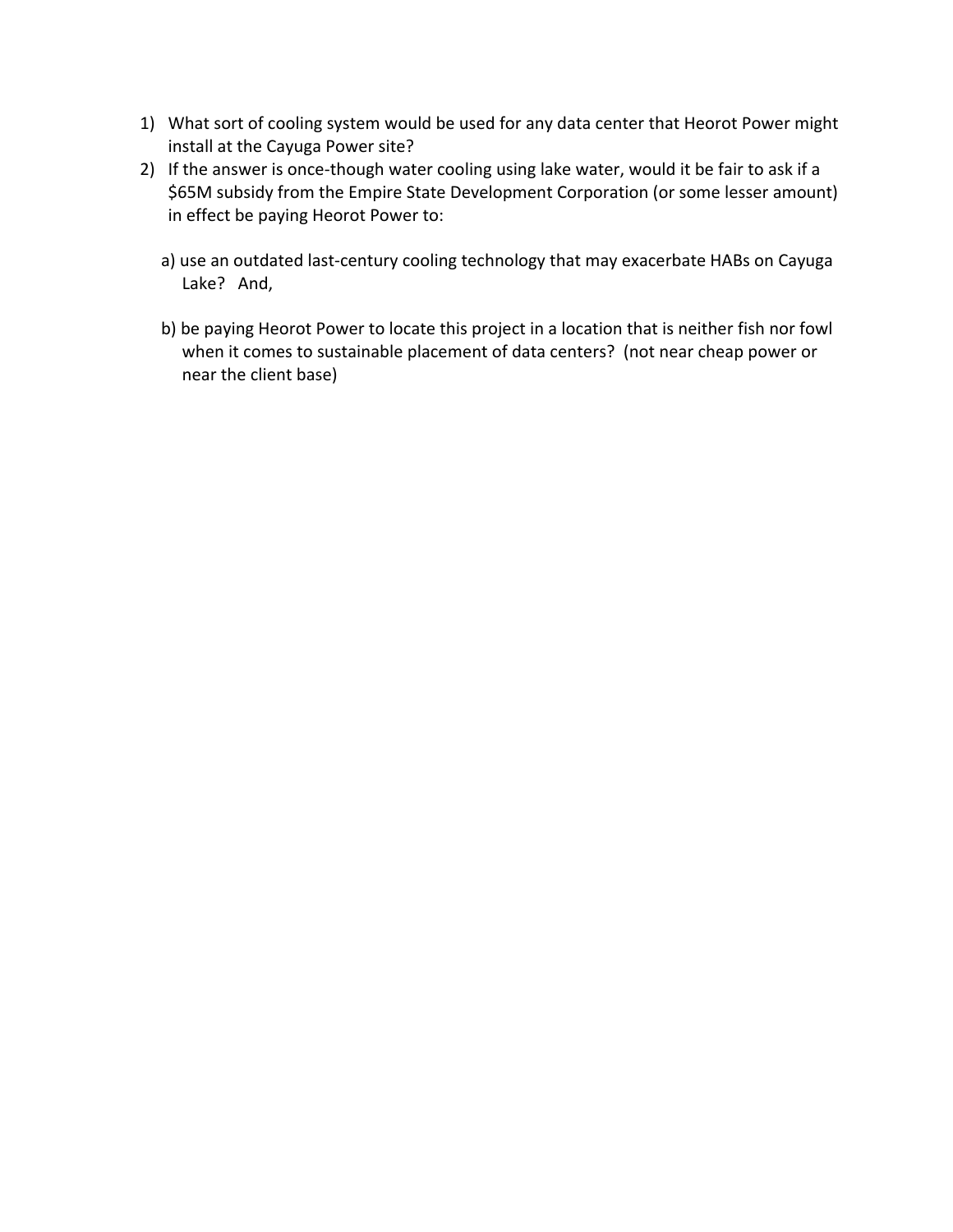1) What sort of cooling system would be used for any data center that Heorot Power might install at the Cayuga Power site?
2) If the answer is once-though water cooling using lake water, would it be fair to ask if a $65M subsidy from the Empire State Development Corporation (or some lesser amount) in effect be paying Heorot Power to:

   a) use an outdated last-century cooling technology that may exacerbate HABs on Cayuga Lake? And,

   b) be paying Heorot Power to locate this project in a location that is neither fish nor fowl when it comes to sustainable placement of data centers? (not near cheap power or near the client base)